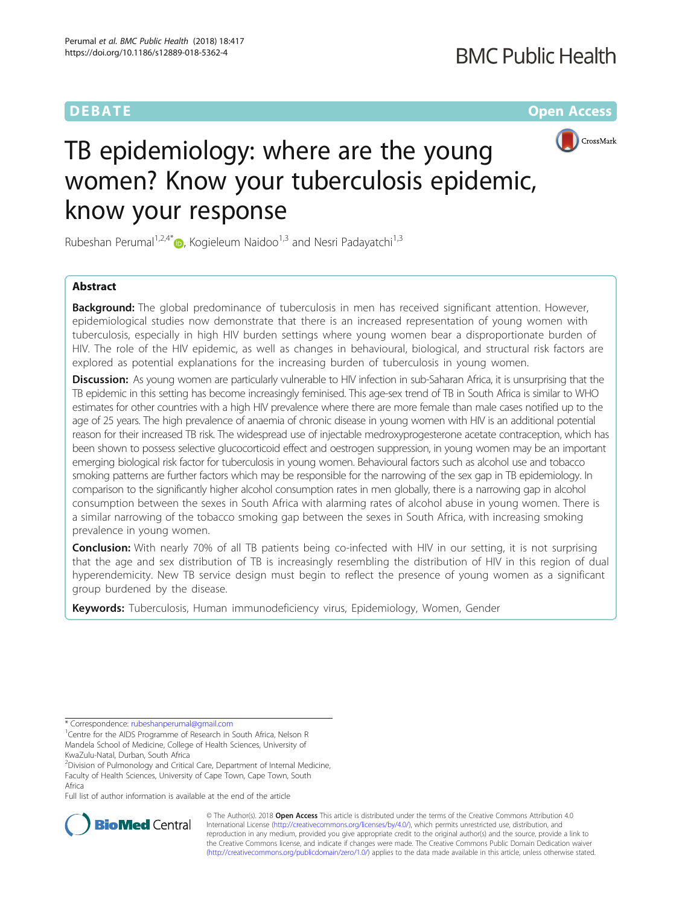DEBATE

Open Access

# TB epidemiology: where are the young women? Know your tuberculosis epidemic, know your response

Rubeshan Perumal[1,2,4*], Kogieleum Naidoo[1,3] and Nesri Padayatchi[1,3]

## Abstract

**Background:** The global predominance of tuberculosis in men has received significant attention. However, epidemiological studies now demonstrate that there is an increased representation of young women with tuberculosis, especially in high HIV burden settings where young women bear a disproportionate burden of HIV. The role of the HIV epidemic, as well as changes in behavioural, biological, and structural risk factors are explored as potential explanations for the increasing burden of tuberculosis in young women.

**Discussion:** As young women are particularly vulnerable to HIV infection in sub-Saharan Africa, it is unsurprising that the TB epidemic in this setting has become increasingly feminised. This age-sex trend of TB in South Africa is similar to WHO estimates for other countries with a high HIV prevalence where there are more female than male cases notified up to the age of 25 years. The high prevalence of anaemia of chronic disease in young women with HIV is an additional potential reason for their increased TB risk. The widespread use of injectable medroxyprogesterone acetate contraception, which has been shown to possess selective glucocorticoid effect and oestrogen suppression, in young women may be an important emerging biological risk factor for tuberculosis in young women. Behavioural factors such as alcohol use and tobacco smoking patterns are further factors which may be responsible for the narrowing of the sex gap in TB epidemiology. In comparison to the significantly higher alcohol consumption rates in men globally, there is a narrowing gap in alcohol consumption between the sexes in South Africa with alarming rates of alcohol abuse in young women. There is a similar narrowing of the tobacco smoking gap between the sexes in South Africa, with increasing smoking prevalence in young women.

**Conclusion:** With nearly 70% of all TB patients being co-infected with HIV in our setting, it is not surprising that the age and sex distribution of TB is increasingly resembling the distribution of HIV in this region of dual hyperendemicity. New TB service design must begin to reflect the presence of young women as a significant group burdened by the disease.

**Keywords:** Tuberculosis, Human immunodeficiency virus, Epidemiology, Women, Gender

\* Correspondence: rubeshanperumal@gmail.com

[1]Centre for the AIDS Programme of Research in South Africa, Nelson R Mandela School of Medicine, College of Health Sciences, University of KwaZulu-Natal, Durban, South Africa

[2]Division of Pulmonology and Critical Care, Department of Internal Medicine, Faculty of Health Sciences, University of Cape Town, Cape Town, South Africa

Full list of author information is available at the end of the article

© The Author(s). 2018 **Open Access** This article is distributed under the terms of the Creative Commons Attribution 4.0 International License (http://creativecommons.org/licenses/by/4.0/), which permits unrestricted use, distribution, and reproduction in any medium, provided you give appropriate credit to the original author(s) and the source, provide a link to the Creative Commons license, and indicate if changes were made. The Creative Commons Public Domain Dedication waiver (http://creativecommons.org/publicdomain/zero/1.0/) applies to the data made available in this article, unless otherwise stated.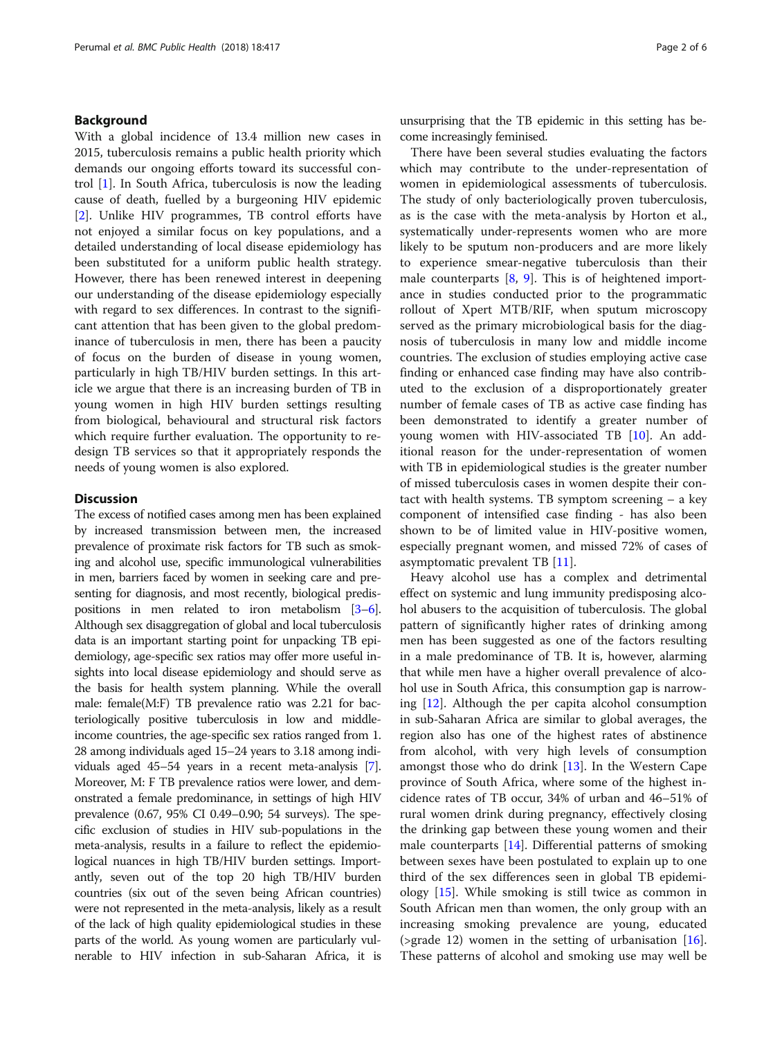## Background

With a global incidence of 13.4 million new cases in 2015, tuberculosis remains a public health priority which demands our ongoing efforts toward its successful control [1]. In South Africa, tuberculosis is now the leading cause of death, fuelled by a burgeoning HIV epidemic [2]. Unlike HIV programmes, TB control efforts have not enjoyed a similar focus on key populations, and a detailed understanding of local disease epidemiology has been substituted for a uniform public health strategy. However, there has been renewed interest in deepening our understanding of the disease epidemiology especially with regard to sex differences. In contrast to the significant attention that has been given to the global predominance of tuberculosis in men, there has been a paucity of focus on the burden of disease in young women, particularly in high TB/HIV burden settings. In this article we argue that there is an increasing burden of TB in young women in high HIV burden settings resulting from biological, behavioural and structural risk factors which require further evaluation. The opportunity to redesign TB services so that it appropriately responds the needs of young women is also explored.

## Discussion

The excess of notified cases among men has been explained by increased transmission between men, the increased prevalence of proximate risk factors for TB such as smoking and alcohol use, specific immunological vulnerabilities in men, barriers faced by women in seeking care and presenting for diagnosis, and most recently, biological predispositions in men related to iron metabolism [3–6]. Although sex disaggregation of global and local tuberculosis data is an important starting point for unpacking TB epidemiology, age-specific sex ratios may offer more useful insights into local disease epidemiology and should serve as the basis for health system planning. While the overall male: female(M:F) TB prevalence ratio was 2.21 for bacteriologically positive tuberculosis in low and middle-income countries, the age-specific sex ratios ranged from 1.28 among individuals aged 15–24 years to 3.18 among individuals aged 45–54 years in a recent meta-analysis [7]. Moreover, M: F TB prevalence ratios were lower, and demonstrated a female predominance, in settings of high HIV prevalence (0.67, 95% CI 0.49–0.90; 54 surveys). The specific exclusion of studies in HIV sub-populations in the meta-analysis, results in a failure to reflect the epidemiological nuances in high TB/HIV burden settings. Importantly, seven out of the top 20 high TB/HIV burden countries (six out of the seven being African countries) were not represented in the meta-analysis, likely as a result of the lack of high quality epidemiological studies in these parts of the world. As young women are particularly vulnerable to HIV infection in sub-Saharan Africa, it is unsurprising that the TB epidemic in this setting has become increasingly feminised.

There have been several studies evaluating the factors which may contribute to the under-representation of women in epidemiological assessments of tuberculosis. The study of only bacteriologically proven tuberculosis, as is the case with the meta-analysis by Horton et al., systematically under-represents women who are more likely to be sputum non-producers and are more likely to experience smear-negative tuberculosis than their male counterparts [8, 9]. This is of heightened importance in studies conducted prior to the programmatic rollout of Xpert MTB/RIF, when sputum microscopy served as the primary microbiological basis for the diagnosis of tuberculosis in many low and middle income countries. The exclusion of studies employing active case finding or enhanced case finding may have also contributed to the exclusion of a disproportionately greater number of female cases of TB as active case finding has been demonstrated to identify a greater number of young women with HIV-associated TB [10]. An additional reason for the under-representation of women with TB in epidemiological studies is the greater number of missed tuberculosis cases in women despite their contact with health systems. TB symptom screening – a key component of intensified case finding - has also been shown to be of limited value in HIV-positive women, especially pregnant women, and missed 72% of cases of asymptomatic prevalent TB [11].

Heavy alcohol use has a complex and detrimental effect on systemic and lung immunity predisposing alcohol abusers to the acquisition of tuberculosis. The global pattern of significantly higher rates of drinking among men has been suggested as one of the factors resulting in a male predominance of TB. It is, however, alarming that while men have a higher overall prevalence of alcohol use in South Africa, this consumption gap is narrowing [12]. Although the per capita alcohol consumption in sub-Saharan Africa are similar to global averages, the region also has one of the highest rates of abstinence from alcohol, with very high levels of consumption amongst those who do drink [13]. In the Western Cape province of South Africa, where some of the highest incidence rates of TB occur, 34% of urban and 46–51% of rural women drink during pregnancy, effectively closing the drinking gap between these young women and their male counterparts [14]. Differential patterns of smoking between sexes have been postulated to explain up to one third of the sex differences seen in global TB epidemiology [15]. While smoking is still twice as common in South African men than women, the only group with an increasing smoking prevalence are young, educated (>grade 12) women in the setting of urbanisation [16]. These patterns of alcohol and smoking use may well be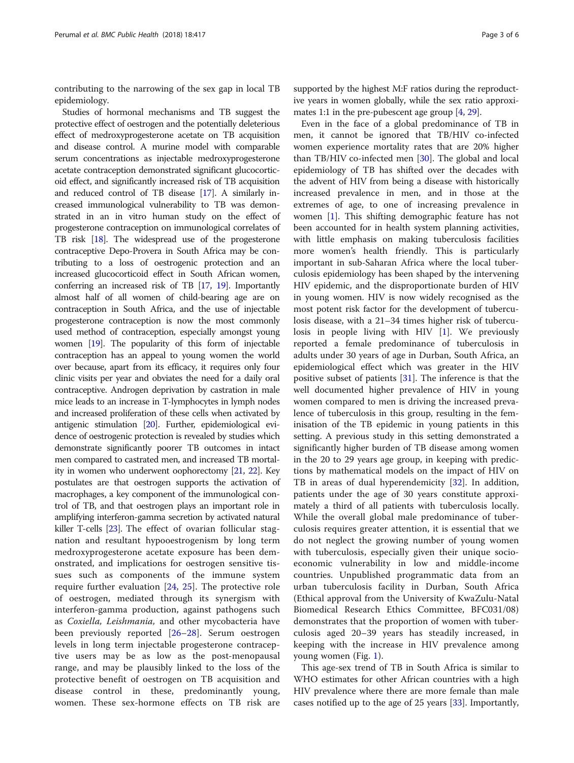contributing to the narrowing of the sex gap in local TB epidemiology.

Studies of hormonal mechanisms and TB suggest the protective effect of oestrogen and the potentially deleterious effect of medroxyprogesterone acetate on TB acquisition and disease control. A murine model with comparable serum concentrations as injectable medroxyprogesterone acetate contraception demonstrated significant glucocorticoid effect, and significantly increased risk of TB acquisition and reduced control of TB disease [17]. A similarly increased immunological vulnerability to TB was demonstrated in an in vitro human study on the effect of progesterone contraception on immunological correlates of TB risk [18]. The widespread use of the progesterone contraceptive Depo-Provera in South Africa may be contributing to a loss of oestrogenic protection and an increased glucocorticoid effect in South African women, conferring an increased risk of TB [17, 19]. Importantly almost half of all women of child-bearing age are on contraception in South Africa, and the use of injectable progesterone contraception is now the most commonly used method of contraception, especially amongst young women [19]. The popularity of this form of injectable contraception has an appeal to young women the world over because, apart from its efficacy, it requires only four clinic visits per year and obviates the need for a daily oral contraceptive. Androgen deprivation by castration in male mice leads to an increase in T-lymphocytes in lymph nodes and increased proliferation of these cells when activated by antigenic stimulation [20]. Further, epidemiological evidence of oestrogenic protection is revealed by studies which demonstrate significantly poorer TB outcomes in intact men compared to castrated men, and increased TB mortality in women who underwent oophorectomy [21, 22]. Key postulates are that oestrogen supports the activation of macrophages, a key component of the immunological control of TB, and that oestrogen plays an important role in amplifying interferon-gamma secretion by activated natural killer T-cells [23]. The effect of ovarian follicular stagnation and resultant hypooestrogenism by long term medroxyprogesterone acetate exposure has been demonstrated, and implications for oestrogen sensitive tissues such as components of the immune system require further evaluation [24, 25]. The protective role of oestrogen, mediated through its synergism with interferon-gamma production, against pathogens such as *Coxiella, Leishmania,* and other mycobacteria have been previously reported [26–28]. Serum oestrogen levels in long term injectable progesterone contraceptive users may be as low as the post-menopausal range, and may be plausibly linked to the loss of the protective benefit of oestrogen on TB acquisition and disease control in these, predominantly young, women. These sex-hormone effects on TB risk are supported by the highest M:F ratios during the reproductive years in women globally, while the sex ratio approximates 1:1 in the pre-pubescent age group [4, 29].

Even in the face of a global predominance of TB in men, it cannot be ignored that TB/HIV co-infected women experience mortality rates that are 20% higher than TB/HIV co-infected men [30]. The global and local epidemiology of TB has shifted over the decades with the advent of HIV from being a disease with historically increased prevalence in men, and in those at the extremes of age, to one of increasing prevalence in women [1]. This shifting demographic feature has not been accounted for in health system planning activities, with little emphasis on making tuberculosis facilities more women's health friendly. This is particularly important in sub-Saharan Africa where the local tuberculosis epidemiology has been shaped by the intervening HIV epidemic, and the disproportionate burden of HIV in young women. HIV is now widely recognised as the most potent risk factor for the development of tuberculosis disease, with a 21–34 times higher risk of tuberculosis in people living with HIV [1]. We previously reported a female predominance of tuberculosis in adults under 30 years of age in Durban, South Africa, an epidemiological effect which was greater in the HIV positive subset of patients [31]. The inference is that the well documented higher prevalence of HIV in young women compared to men is driving the increased prevalence of tuberculosis in this group, resulting in the feminisation of the TB epidemic in young patients in this setting. A previous study in this setting demonstrated a significantly higher burden of TB disease among women in the 20 to 29 years age group, in keeping with predictions by mathematical models on the impact of HIV on TB in areas of dual hyperendemicity [32]. In addition, patients under the age of 30 years constitute approximately a third of all patients with tuberculosis locally. While the overall global male predominance of tuberculosis requires greater attention, it is essential that we do not neglect the growing number of young women with tuberculosis, especially given their unique socioeconomic vulnerability in low and middle-income countries. Unpublished programmatic data from an urban tuberculosis facility in Durban, South Africa (Ethical approval from the University of KwaZulu-Natal Biomedical Research Ethics Committee, BFC031/08) demonstrates that the proportion of women with tuberculosis aged 20–39 years has steadily increased, in keeping with the increase in HIV prevalence among young women (Fig. 1).

This age-sex trend of TB in South Africa is similar to WHO estimates for other African countries with a high HIV prevalence where there are more female than male cases notified up to the age of 25 years [33]. Importantly,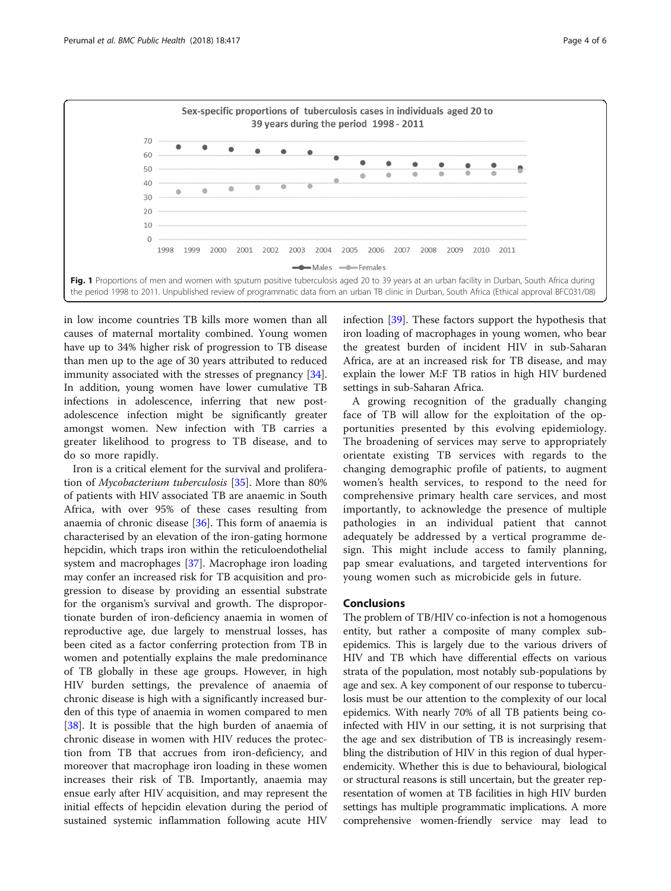Fig. 1 Proportions of men and women with sputum positive tuberculosis aged 20 to 39 years at an urban facility in Durban, South Africa during the period 1998 to 2011. Unpublished review of programmatic data from an urban TB clinic in Durban, South Africa (Ethical approval BFC031/08)

in low income countries TB kills more women than all causes of maternal mortality combined. Young women have up to 34% higher risk of progression to TB disease than men up to the age of 30 years attributed to reduced immunity associated with the stresses of pregnancy [34]. In addition, young women have lower cumulative TB infections in adolescence, inferring that new post-adolescence infection might be significantly greater amongst women. New infection with TB carries a greater likelihood to progress to TB disease, and to do so more rapidly.

Iron is a critical element for the survival and proliferation of *Mycobacterium tuberculosis* [35]. More than 80% of patients with HIV associated TB are anaemic in South Africa, with over 95% of these cases resulting from anaemia of chronic disease [36]. This form of anaemia is characterised by an elevation of the iron-gating hormone hepcidin, which traps iron within the reticuloendothelial system and macrophages [37]. Macrophage iron loading may confer an increased risk for TB acquisition and progression to disease by providing an essential substrate for the organism's survival and growth. The disproportionate burden of iron-deficiency anaemia in women of reproductive age, due largely to menstrual losses, has been cited as a factor conferring protection from TB in women and potentially explains the male predominance of TB globally in these age groups. However, in high HIV burden settings, the prevalence of anaemia of chronic disease is high with a significantly increased burden of this type of anaemia in women compared to men [38]. It is possible that the high burden of anaemia of chronic disease in women with HIV reduces the protection from TB that accrues from iron-deficiency, and moreover that macrophage iron loading in these women increases their risk of TB. Importantly, anaemia may ensue early after HIV acquisition, and may represent the initial effects of hepcidin elevation during the period of sustained systemic inflammation following acute HIV infection [39]. These factors support the hypothesis that iron loading of macrophages in young women, who bear the greatest burden of incident HIV in sub-Saharan Africa, are at an increased risk for TB disease, and may explain the lower M:F TB ratios in high HIV burdened settings in sub-Saharan Africa.

A growing recognition of the gradually changing face of TB will allow for the exploitation of the opportunities presented by this evolving epidemiology. The broadening of services may serve to appropriately orientate existing TB services with regards to the changing demographic profile of patients, to augment women's health services, to respond to the need for comprehensive primary health care services, and most importantly, to acknowledge the presence of multiple pathologies in an individual patient that cannot adequately be addressed by a vertical programme design. This might include access to family planning, pap smear evaluations, and targeted interventions for young women such as microbicide gels in future.

## Conclusions

The problem of TB/HIV co-infection is not a homogenous entity, but rather a composite of many complex sub-epidemics. This is largely due to the various drivers of HIV and TB which have differential effects on various strata of the population, most notably sub-populations by age and sex. A key component of our response to tuberculosis must be our attention to the complexity of our local epidemics. With nearly 70% of all TB patients being co-infected with HIV in our setting, it is not surprising that the age and sex distribution of TB is increasingly resembling the distribution of HIV in this region of dual hyper-endemicity. Whether this is due to behavioural, biological or structural reasons is still uncertain, but the greater representation of women at TB facilities in high HIV burden settings has multiple programmatic implications. A more comprehensive women-friendly service may lead to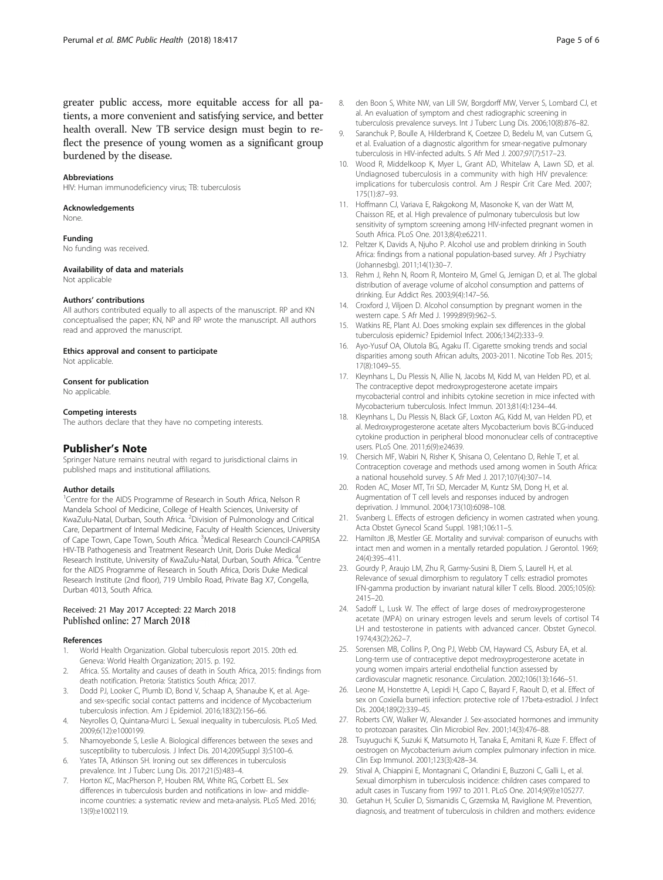greater public access, more equitable access for all patients, a more convenient and satisfying service, and better health overall. New TB service design must begin to reflect the presence of young women as a significant group burdened by the disease.

#### Abbreviations
HIV: Human immunodeficiency virus; TB: tuberculosis

#### Acknowledgements
None.

#### Funding
No funding was received.

#### Availability of data and materials
Not applicable

#### Authors' contributions
All authors contributed equally to all aspects of the manuscript. RP and KN conceptualised the paper; KN, NP and RP wrote the manuscript. All authors read and approved the manuscript.

#### Ethics approval and consent to participate
Not applicable.

#### Consent for publication
No applicable.

#### Competing interests
The authors declare that they have no competing interests.

## Publisher's Note
Springer Nature remains neutral with regard to jurisdictional claims in published maps and institutional affiliations.

#### Author details
[1]Centre for the AIDS Programme of Research in South Africa, Nelson R Mandela School of Medicine, College of Health Sciences, University of KwaZulu-Natal, Durban, South Africa. [2]Division of Pulmonology and Critical Care, Department of Internal Medicine, Faculty of Health Sciences, University of Cape Town, Cape Town, South Africa. [3]Medical Research Council-CAPRISA HIV-TB Pathogenesis and Treatment Research Unit, Doris Duke Medical Research Institute, University of KwaZulu-Natal, Durban, South Africa. [4]Centre for the AIDS Programme of Research in South Africa, Doris Duke Medical Research Institute (2nd floor), 719 Umbilo Road, Private Bag X7, Congella, Durban 4013, South Africa.

Received: 21 May 2017 Accepted: 22 March 2018
Published online: 27 March 2018

#### References
1. World Health Organization. Global tuberculosis report 2015. 20th ed. Geneva: World Health Organization; 2015. p. 192.
2. Africa. SS. Mortality and causes of death in South Africa, 2015: findings from death notification. Pretoria: Statistics South Africa; 2017.
3. Dodd PJ, Looker C, Plumb ID, Bond V, Schaap A, Shanaube K, et al. Age- and sex-specific social contact patterns and incidence of Mycobacterium tuberculosis infection. Am J Epidemiol. 2016;183(2):156–66.
4. Neyrolles O, Quintana-Murci L. Sexual inequality in tuberculosis. PLoS Med. 2009;6(12):e1000199.
5. Nhamoyebonde S, Leslie A. Biological differences between the sexes and susceptibility to tuberculosis. J Infect Dis. 2014;209(Suppl 3):S100–6.
6. Yates TA, Atkinson SH. Ironing out sex differences in tuberculosis prevalence. Int J Tuberc Lung Dis. 2017;21(5):483–4.
7. Horton KC, MacPherson P, Houben RM, White RG, Corbett EL. Sex differences in tuberculosis burden and notifications in low- and middle-income countries: a systematic review and meta-analysis. PLoS Med. 2016;13(9):e1002119.
8. den Boon S, White NW, van Lill SW, Borgdorff MW, Verver S, Lombard CJ, et al. An evaluation of symptom and chest radiographic screening in tuberculosis prevalence surveys. Int J Tuberc Lung Dis. 2006;10(8):876–82.
9. Saranchuk P, Boulle A, Hilderbrand K, Coetzee D, Bedelu M, van Cutsem G, et al. Evaluation of a diagnostic algorithm for smear-negative pulmonary tuberculosis in HIV-infected adults. S Afr Med J. 2007;97(7):517–23.
10. Wood R, Middelkoop K, Myer L, Grant AD, Whitelaw A, Lawn SD, et al. Undiagnosed tuberculosis in a community with high HIV prevalence: implications for tuberculosis control. Am J Respir Crit Care Med. 2007;175(1):87–93.
11. Hoffmann CJ, Variava E, Rakgokong M, Masonoke K, van der Watt M, Chaisson RE, et al. High prevalence of pulmonary tuberculosis but low sensitivity of symptom screening among HIV-infected pregnant women in South Africa. PLoS One. 2013;8(4):e62211.
12. Peltzer K, Davids A, Njuho P. Alcohol use and problem drinking in South Africa: findings from a national population-based survey. Afr J Psychiatry (Johannesbg). 2011;14(1):30–7.
13. Rehm J, Rehn N, Room R, Monteiro M, Gmel G, Jernigan D, et al. The global distribution of average volume of alcohol consumption and patterns of drinking. Eur Addict Res. 2003;9(4):147–56.
14. Croxford J, Viljoen D. Alcohol consumption by pregnant women in the western cape. S Afr Med J. 1999;89(9):962–5.
15. Watkins RE, Plant AJ. Does smoking explain sex differences in the global tuberculosis epidemic? Epidemiol Infect. 2006;134(2):333–9.
16. Ayo-Yusuf OA, Olutola BG, Agaku IT. Cigarette smoking trends and social disparities among south African adults, 2003-2011. Nicotine Tob Res. 2015;17(8):1049–55.
17. Kleynhans L, Du Plessis N, Allie N, Jacobs M, Kidd M, van Helden PD, et al. The contraceptive depot medroxyprogesterone acetate impairs mycobacterial control and inhibits cytokine secretion in mice infected with Mycobacterium tuberculosis. Infect Immun. 2013;81(4):1234–44.
18. Kleynhans L, Du Plessis N, Black GF, Loxton AG, Kidd M, van Helden PD, et al. Medroxyprogesterone acetate alters Mycobacterium bovis BCG-induced cytokine production in peripheral blood mononuclear cells of contraceptive users. PLoS One. 2011;6(9):e24639.
19. Chersich MF, Wabiri N, Risher K, Shisana O, Celentano D, Rehle T, et al. Contraception coverage and methods used among women in South Africa: a national household survey. S Afr Med J. 2017;107(4):307–14.
20. Roden AC, Moser MT, Tri SD, Mercader M, Kuntz SM, Dong H, et al. Augmentation of T cell levels and responses induced by androgen deprivation. J Immunol. 2004;173(10):6098–108.
21. Svanberg L. Effects of estrogen deficiency in women castrated when young. Acta Obstet Gynecol Scand Suppl. 1981;106:11–5.
22. Hamilton JB, Mestler GE. Mortality and survival: comparison of eunuchs with intact men and women in a mentally retarded population. J Gerontol. 1969;24(4):395–411.
23. Gourdy P, Araujo LM, Zhu R, Garmy-Susini B, Diem S, Laurell H, et al. Relevance of sexual dimorphism to regulatory T cells: estradiol promotes IFN-gamma production by invariant natural killer T cells. Blood. 2005;105(6):2415–20.
24. Sadoff L, Lusk W. The effect of large doses of medroxyprogesterone acetate (MPA) on urinary estrogen levels and serum levels of cortisol T4 LH and testosterone in patients with advanced cancer. Obstet Gynecol. 1974;43(2):262–7.
25. Sorensen MB, Collins P, Ong PJ, Webb CM, Hayward CS, Asbury EA, et al. Long-term use of contraceptive depot medroxyprogesterone acetate in young women impairs arterial endothelial function assessed by cardiovascular magnetic resonance. Circulation. 2002;106(13):1646–51.
26. Leone M, Honstettre A, Lepidi H, Capo C, Bayard F, Raoult D, et al. Effect of sex on Coxiella burnetii infection: protective role of 17beta-estradiol. J Infect Dis. 2004;189(2):339–45.
27. Roberts CW, Walker W, Alexander J. Sex-associated hormones and immunity to protozoan parasites. Clin Microbiol Rev. 2001;14(3):476–88.
28. Tsuyuguchi K, Suzuki K, Matsumoto H, Tanaka E, Amitani R, Kuze F. Effect of oestrogen on Mycobacterium avium complex pulmonary infection in mice. Clin Exp Immunol. 2001;123(3):428–34.
29. Stival A, Chiappini E, Montagnani C, Orlandini E, Buzzoni C, Galli L, et al. Sexual dimorphism in tuberculosis incidence: children cases compared to adult cases in Tuscany from 1997 to 2011. PLoS One. 2014;9(9):e105277.
30. Getahun H, Sculier D, Sismanidis C, Grzemska M, Raviglione M. Prevention, diagnosis, and treatment of tuberculosis in children and mothers: evidence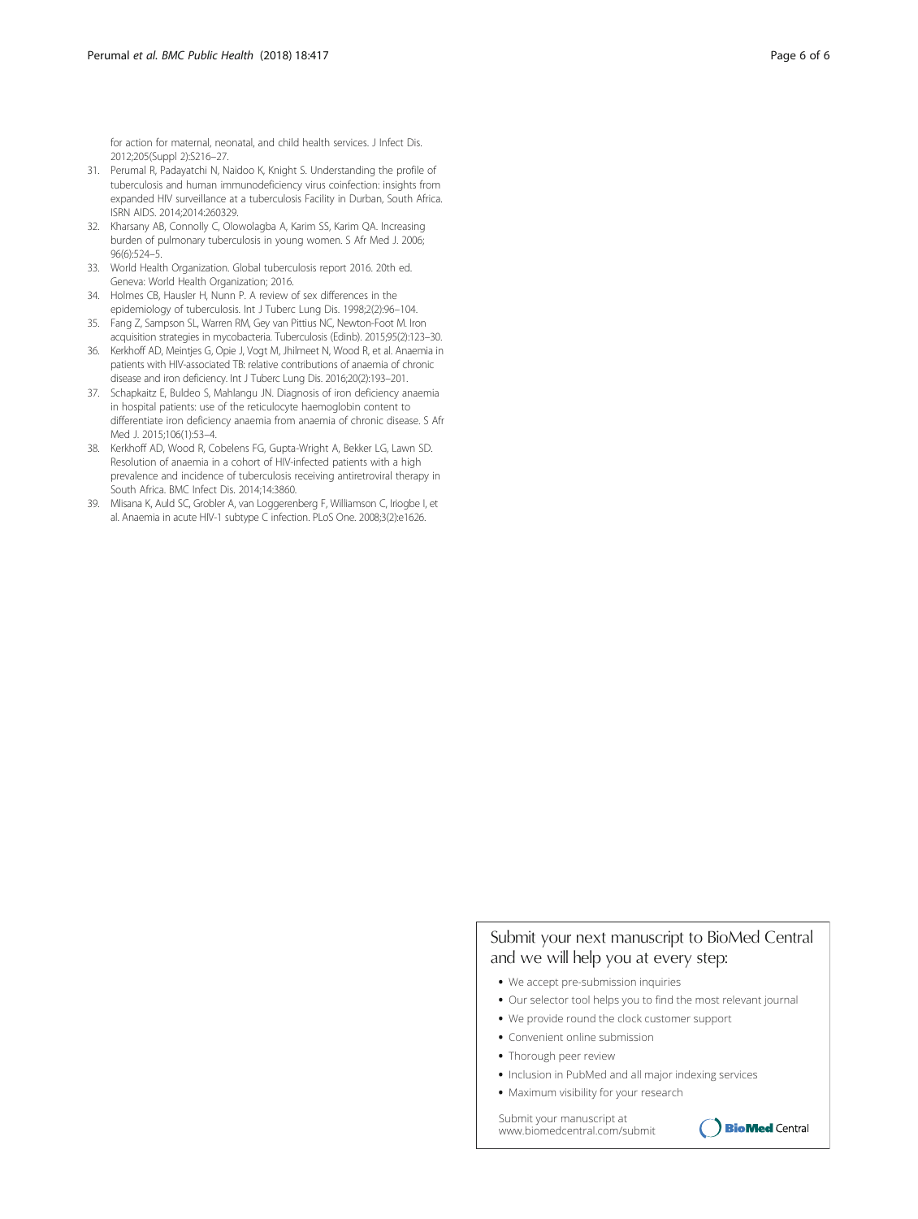for action for maternal, neonatal, and child health services. J Infect Dis. 2012;205(Suppl 2):S216–27.

31. Perumal R, Padayatchi N, Naidoo K, Knight S. Understanding the profile of tuberculosis and human immunodeficiency virus coinfection: insights from expanded HIV surveillance at a tuberculosis Facility in Durban, South Africa. ISRN AIDS. 2014;2014:260329.
32. Kharsany AB, Connolly C, Olowolagba A, Karim SS, Karim QA. Increasing burden of pulmonary tuberculosis in young women. S Afr Med J. 2006; 96(6):524–5.
33. World Health Organization. Global tuberculosis report 2016. 20th ed. Geneva: World Health Organization; 2016.
34. Holmes CB, Hausler H, Nunn P. A review of sex differences in the epidemiology of tuberculosis. Int J Tuberc Lung Dis. 1998;2(2):96–104.
35. Fang Z, Sampson SL, Warren RM, Gey van Pittius NC, Newton-Foot M. Iron acquisition strategies in mycobacteria. Tuberculosis (Edinb). 2015;95(2):123–30.
36. Kerkhoff AD, Meintjes G, Opie J, Vogt M, Jhilmeet N, Wood R, et al. Anaemia in patients with HIV-associated TB: relative contributions of anaemia of chronic disease and iron deficiency. Int J Tuberc Lung Dis. 2016;20(2):193–201.
37. Schapkaitz E, Buldeo S, Mahlangu JN. Diagnosis of iron deficiency anaemia in hospital patients: use of the reticulocyte haemoglobin content to differentiate iron deficiency anaemia from anaemia of chronic disease. S Afr Med J. 2015;106(1):53–4.
38. Kerkhoff AD, Wood R, Cobelens FG, Gupta-Wright A, Bekker LG, Lawn SD. Resolution of anaemia in a cohort of HIV-infected patients with a high prevalence and incidence of tuberculosis receiving antiretroviral therapy in South Africa. BMC Infect Dis. 2014;14:3860.
39. Mlisana K, Auld SC, Grobler A, van Loggerenberg F, Williamson C, Iriogbe I, et al. Anaemia in acute HIV-1 subtype C infection. PLoS One. 2008;3(2):e1626.

Submit your next manuscript to BioMed Central and we will help you at every step:

- We accept pre-submission inquiries
- Our selector tool helps you to find the most relevant journal
- We provide round the clock customer support
- Convenient online submission
- Thorough peer review
- Inclusion in PubMed and all major indexing services
- Maximum visibility for your research

Submit your manuscript at www.biomedcentral.com/submit

BioMed Central